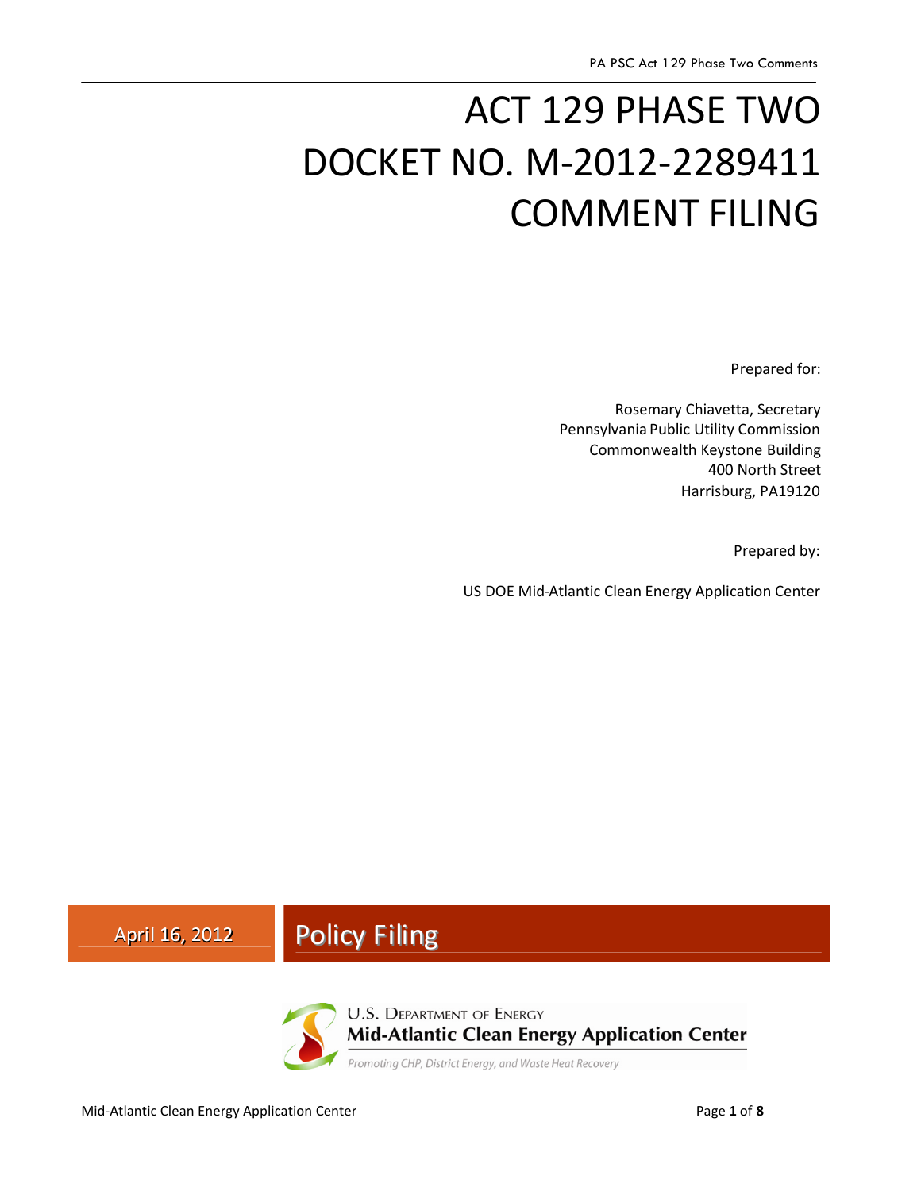# ACT 129 PHASE TWO DOCKET NO. M-2012-2289411 COMMENT FILING

Prepared for:

Rosemary Chiavetta, Secretary
Pennsylvania Public Utility Commission
Commonwealth Keystone Building
400 North Street
Harrisburg, PA19120

Prepared by:

US DOE Mid-Atlantic Clean Energy Application Center

April 16, 2012

Policy Filing

U.S. Department of Energy
Mid-Atlantic Clean Energy Application Center
*Promoting CHP, District Energy, and Waste Heat Recovery*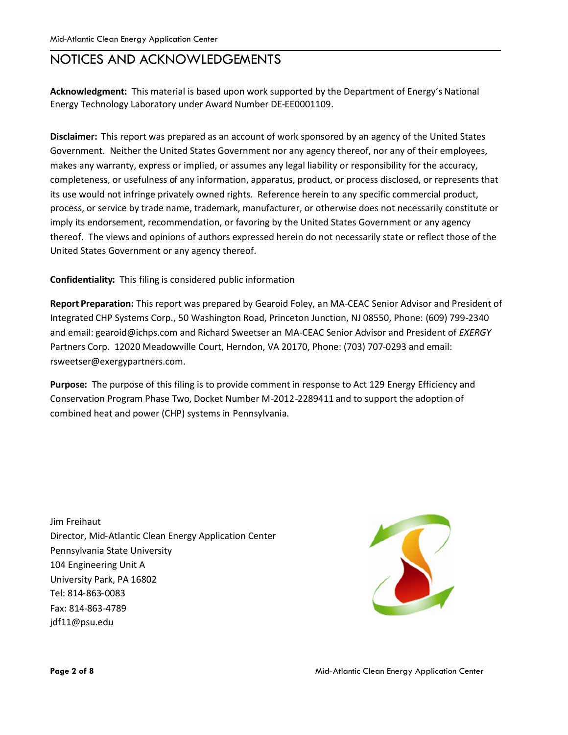# NOTICES AND ACKNOWLEDGEMENTS

**Acknowledgment:** This material is based upon work supported by the Department of Energy's National Energy Technology Laboratory under Award Number DE-EE0001109.

**Disclaimer:** This report was prepared as an account of work sponsored by an agency of the United States Government. Neither the United States Government nor any agency thereof, nor any of their employees, makes any warranty, express or implied, or assumes any legal liability or responsibility for the accuracy, completeness, or usefulness of any information, apparatus, product, or process disclosed, or represents that its use would not infringe privately owned rights. Reference herein to any specific commercial product, process, or service by trade name, trademark, manufacturer, or otherwise does not necessarily constitute or imply its endorsement, recommendation, or favoring by the United States Government or any agency thereof. The views and opinions of authors expressed herein do not necessarily state or reflect those of the United States Government or any agency thereof.

**Confidentiality:** This filing is considered public information

**Report Preparation:** This report was prepared by Gearoid Foley, an MA-CEAC Senior Advisor and President of Integrated CHP Systems Corp., 50 Washington Road, Princeton Junction, NJ 08550, Phone: (609) 799-2340 and email: gearoid@ichps.com and Richard Sweetser an MA-CEAC Senior Advisor and President of *EXERGY* Partners Corp. 12020 Meadowville Court, Herndon, VA 20170, Phone: (703) 707-0293 and email: rsweetser@exergypartners.com.

**Purpose:** The purpose of this filing is to provide comment in response to Act 129 Energy Efficiency and Conservation Program Phase Two, Docket Number M-2012-2289411 and to support the adoption of combined heat and power (CHP) systems in Pennsylvania.

Jim Freihaut
Director, Mid-Atlantic Clean Energy Application Center
Pennsylvania State University
104 Engineering Unit A
University Park, PA 16802
Tel: 814-863-0083
Fax: 814-863-4789
jdf11@psu.edu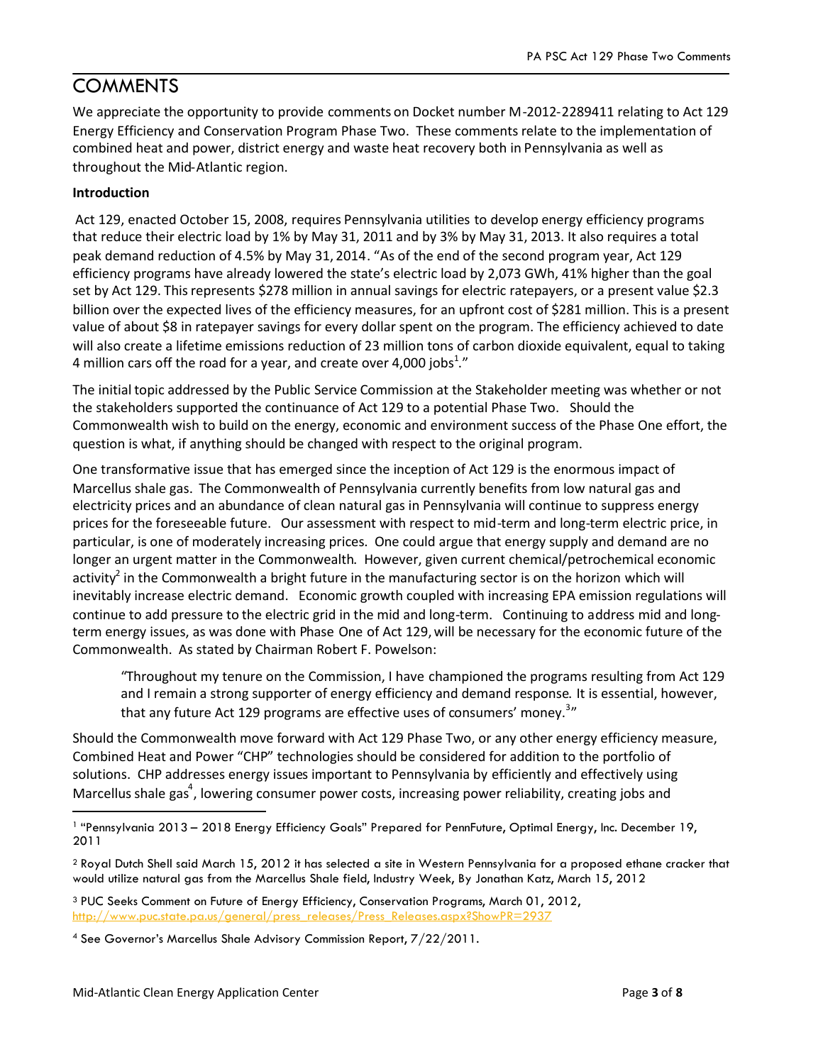# COMMENTS

We appreciate the opportunity to provide comments on Docket number M-2012-2289411 relating to Act 129 Energy Efficiency and Conservation Program Phase Two. These comments relate to the implementation of combined heat and power, district energy and waste heat recovery both in Pennsylvania as well as throughout the Mid-Atlantic region.

**Introduction**

Act 129, enacted October 15, 2008, requires Pennsylvania utilities to develop energy efficiency programs that reduce their electric load by 1% by May 31, 2011 and by 3% by May 31, 2013. It also requires a total peak demand reduction of 4.5% by May 31, 2014. "As of the end of the second program year, Act 129 efficiency programs have already lowered the state's electric load by 2,073 GWh, 41% higher than the goal set by Act 129. This represents $278 million in annual savings for electric ratepayers, or a present value $2.3 billion over the expected lives of the efficiency measures, for an upfront cost of $281 million. This is a present value of about $8 in ratepayer savings for every dollar spent on the program. The efficiency achieved to date will also create a lifetime emissions reduction of 23 million tons of carbon dioxide equivalent, equal to taking 4 million cars off the road for a year, and create over 4,000 jobs[1]."

The initial topic addressed by the Public Service Commission at the Stakeholder meeting was whether or not the stakeholders supported the continuance of Act 129 to a potential Phase Two. Should the Commonwealth wish to build on the energy, economic and environment success of the Phase One effort, the question is what, if anything should be changed with respect to the original program.

One transformative issue that has emerged since the inception of Act 129 is the enormous impact of Marcellus shale gas. The Commonwealth of Pennsylvania currently benefits from low natural gas and electricity prices and an abundance of clean natural gas in Pennsylvania will continue to suppress energy prices for the foreseeable future. Our assessment with respect to mid-term and long-term electric price, in particular, is one of moderately increasing prices. One could argue that energy supply and demand are no longer an urgent matter in the Commonwealth. However, given current chemical/petrochemical economic activity[2] in the Commonwealth a bright future in the manufacturing sector is on the horizon which will inevitably increase electric demand. Economic growth coupled with increasing EPA emission regulations will continue to add pressure to the electric grid in the mid and long-term. Continuing to address mid and long-term energy issues, as was done with Phase One of Act 129, will be necessary for the economic future of the Commonwealth. As stated by Chairman Robert F. Powelson:

> "Throughout my tenure on the Commission, I have championed the programs resulting from Act 129 and I remain a strong supporter of energy efficiency and demand response. It is essential, however, that any future Act 129 programs are effective uses of consumers' money.[3]"

Should the Commonwealth move forward with Act 129 Phase Two, or any other energy efficiency measure, Combined Heat and Power "CHP" technologies should be considered for addition to the portfolio of solutions. CHP addresses energy issues important to Pennsylvania by efficiently and effectively using Marcellus shale gas[4], lowering consumer power costs, increasing power reliability, creating jobs and

---

[1] "Pennsylvania 2013 – 2018 Energy Efficiency Goals" Prepared for PennFuture, Optimal Energy, Inc. December 19, 2011

[2] Royal Dutch Shell said March 15, 2012 it has selected a site in Western Pennsylvania for a proposed ethane cracker that would utilize natural gas from the Marcellus Shale field, Industry Week, By Jonathan Katz, March 15, 2012

[3] PUC Seeks Comment on Future of Energy Efficiency, Conservation Programs, March 01, 2012, http://www.puc.state.pa.us/general/press_releases/Press_Releases.aspx?ShowPR=2937

[4] See Governor's Marcellus Shale Advisory Commission Report, 7/22/2011.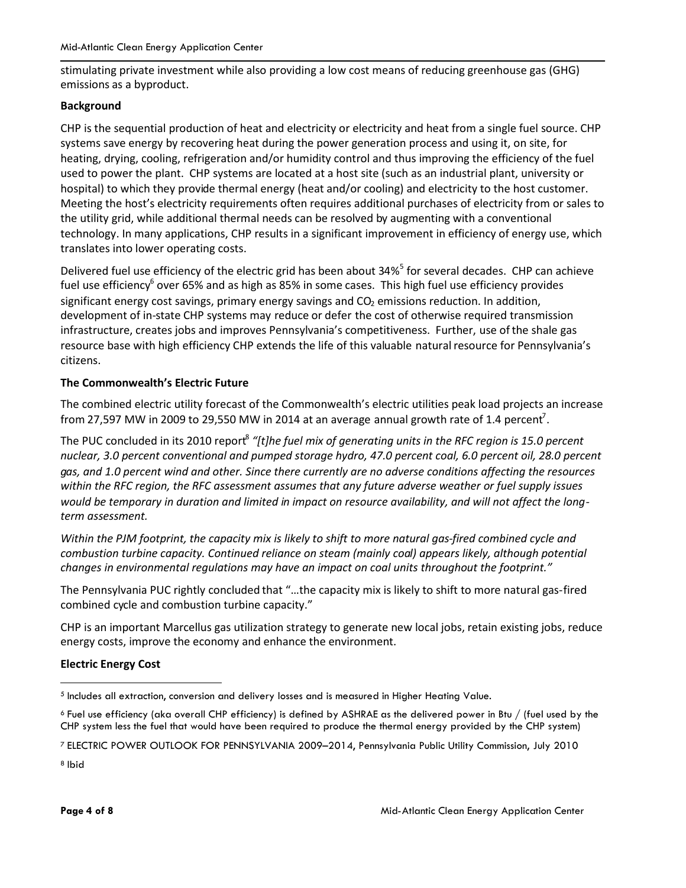stimulating private investment while also providing a low cost means of reducing greenhouse gas (GHG) emissions as a byproduct.

**Background**

CHP is the sequential production of heat and electricity or electricity and heat from a single fuel source. CHP systems save energy by recovering heat during the power generation process and using it, on site, for heating, drying, cooling, refrigeration and/or humidity control and thus improving the efficiency of the fuel used to power the plant. CHP systems are located at a host site (such as an industrial plant, university or hospital) to which they provide thermal energy (heat and/or cooling) and electricity to the host customer. Meeting the host's electricity requirements often requires additional purchases of electricity from or sales to the utility grid, while additional thermal needs can be resolved by augmenting with a conventional technology. In many applications, CHP results in a significant improvement in efficiency of energy use, which translates into lower operating costs.

Delivered fuel use efficiency of the electric grid has been about 34%[5] for several decades. CHP can achieve fuel use efficiency[6] over 65% and as high as 85% in some cases. This high fuel use efficiency provides significant energy cost savings, primary energy savings and $CO_2$ emissions reduction. In addition, development of in-state CHP systems may reduce or defer the cost of otherwise required transmission infrastructure, creates jobs and improves Pennsylvania's competitiveness. Further, use of the shale gas resource base with high efficiency CHP extends the life of this valuable natural resource for Pennsylvania's citizens.

**The Commonwealth's Electric Future**

The combined electric utility forecast of the Commonwealth's electric utilities peak load projects an increase from 27,597 MW in 2009 to 29,550 MW in 2014 at an average annual growth rate of 1.4 percent[7].

The PUC concluded in its 2010 report[8] *"[t]he fuel mix of generating units in the RFC region is 15.0 percent nuclear, 3.0 percent conventional and pumped storage hydro, 47.0 percent coal, 6.0 percent oil, 28.0 percent gas, and 1.0 percent wind and other. Since there currently are no adverse conditions affecting the resources within the RFC region, the RFC assessment assumes that any future adverse weather or fuel supply issues would be temporary in duration and limited in impact on resource availability, and will not affect the long-term assessment.*

*Within the PJM footprint, the capacity mix is likely to shift to more natural gas-fired combined cycle and combustion turbine capacity. Continued reliance on steam (mainly coal) appears likely, although potential changes in environmental regulations may have an impact on coal units throughout the footprint."*

The Pennsylvania PUC rightly concluded that "…the capacity mix is likely to shift to more natural gas-fired combined cycle and combustion turbine capacity."

CHP is an important Marcellus gas utilization strategy to generate new local jobs, retain existing jobs, reduce energy costs, improve the economy and enhance the environment.

**Electric Energy Cost**

---

[5] Includes all extraction, conversion and delivery losses and is measured in Higher Heating Value.

[6] Fuel use efficiency (aka overall CHP efficiency) is defined by ASHRAE as the delivered power in Btu / (fuel used by the CHP system less the fuel that would have been required to produce the thermal energy provided by the CHP system)

[7] ELECTRIC POWER OUTLOOK FOR PENNSYLVANIA 2009–2014, Pennsylvania Public Utility Commission, July 2010

[8] Ibid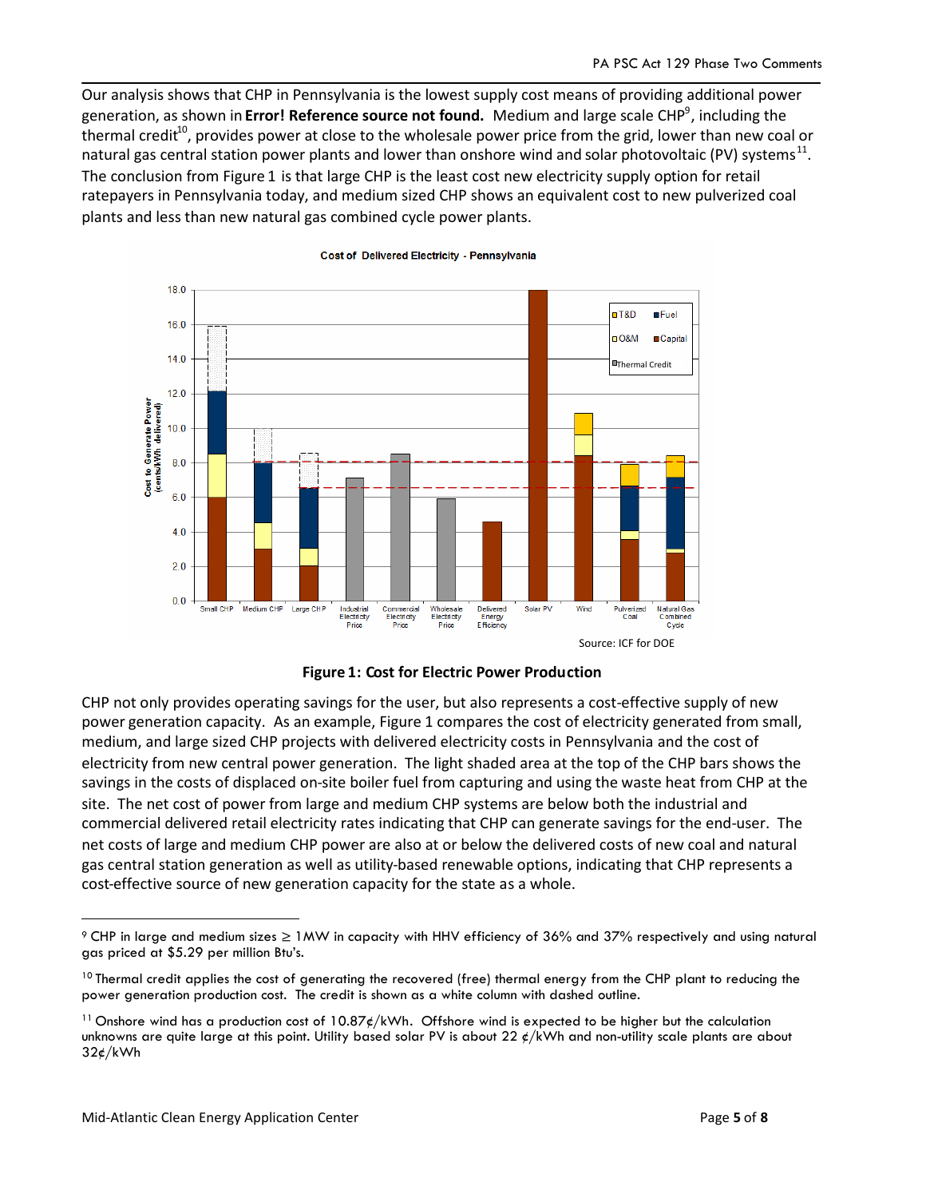Our analysis shows that CHP in Pennsylvania is the lowest supply cost means of providing additional power generation, as shown in **Error! Reference source not found.** Medium and large scale CHP[9], including the thermal credit[10], provides power at close to the wholesale power price from the grid, lower than new coal or natural gas central station power plants and lower than onshore wind and solar photovoltaic (PV) systems[11]. The conclusion from Figure 1 is that large CHP is the least cost new electricity supply option for retail ratepayers in Pennsylvania today, and medium sized CHP shows an equivalent cost to new pulverized coal plants and less than new natural gas combined cycle power plants.

**Figure 1: Cost for Electric Power Production**

CHP not only provides operating savings for the user, but also represents a cost-effective supply of new power generation capacity. As an example, Figure 1 compares the cost of electricity generated from small, medium, and large sized CHP projects with delivered electricity costs in Pennsylvania and the cost of electricity from new central power generation. The light shaded area at the top of the CHP bars shows the savings in the costs of displaced on-site boiler fuel from capturing and using the waste heat from CHP at the site. The net cost of power from large and medium CHP systems are below both the industrial and commercial delivered retail electricity rates indicating that CHP can generate savings for the end-user. The net costs of large and medium CHP power are also at or below the delivered costs of new coal and natural gas central station generation as well as utility-based renewable options, indicating that CHP represents a cost-effective source of new generation capacity for the state as a whole.

---

[9] CHP in large and medium sizes ≥ 1MW in capacity with HHV efficiency of 36% and 37% respectively and using natural gas priced at $5.29 per million Btu's.

[10] Thermal credit applies the cost of generating the recovered (free) thermal energy from the CHP plant to reducing the power generation production cost. The credit is shown as a white column with dashed outline.

[11] Onshore wind has a production cost of 10.87¢/kWh. Offshore wind is expected to be higher but the calculation unknowns are quite large at this point. Utility based solar PV is about 22 ¢/kWh and non-utility scale plants are about 32¢/kWh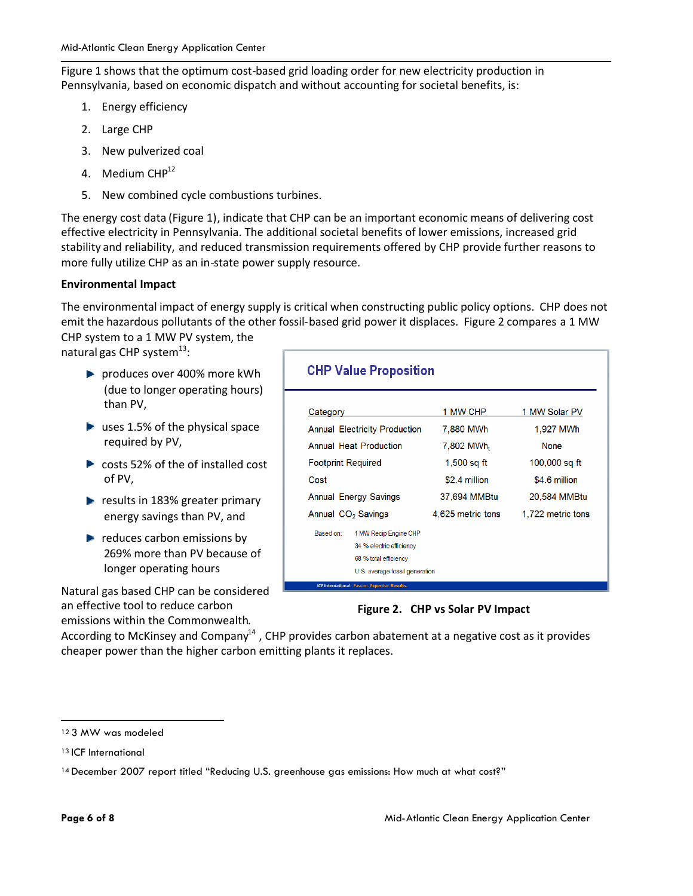Figure 1 shows that the optimum cost-based grid loading order for new electricity production in Pennsylvania, based on economic dispatch and without accounting for societal benefits, is:

1. Energy efficiency
2. Large CHP
3. New pulverized coal
4. Medium CHP[12]
5. New combined cycle combustions turbines.

The energy cost data (Figure 1), indicate that CHP can be an important economic means of delivering cost effective electricity in Pennsylvania. The additional societal benefits of lower emissions, increased grid stability and reliability, and reduced transmission requirements offered by CHP provide further reasons to more fully utilize CHP as an in-state power supply resource.

**Environmental Impact**

The environmental impact of energy supply is critical when constructing public policy options. CHP does not emit the hazardous pollutants of the other fossil-based grid power it displaces. Figure 2 compares a 1 MW CHP system to a 1 MW PV system, the natural gas CHP system[13]:

- produces over 400% more kWh (due to longer operating hours) than PV,
- uses 1.5% of the physical space required by PV,
- costs 52% of the installed cost of PV,
- results in 183% greater primary energy savings than PV, and
- reduces carbon emissions by 269% more than PV because of longer operating hours

**CHP Value Proposition**

| Category | 1 MW CHP | 1 MW Solar PV |
|---|---|---|
| Annual Electricity Production | 7,880 MWh | 1,927 MWh |
| Annual Heat Production | 7,802 $MWh_t$ | None |
| Footprint Required | 1,500 sq ft | 100,000 sq ft |
| Cost | $2.4 million | $4.6 million |
| Annual Energy Savings | 37,694 MMBtu | 20,584 MMBtu |
| Annual $CO_2$ Savings | 4,625 metric tons | 1,722 metric tons |

Based on: 1 MW Recip Engine CHP
34 % electric efficiency
68 % total efficiency
U.S. average fossil generation

ICF International. Passion. Expertise. Results.

**Figure 2. CHP vs Solar PV Impact**

Natural gas based CHP can be considered an effective tool to reduce carbon emissions within the Commonwealth. According to McKinsey and Company[14], CHP provides carbon abatement at a negative cost as it provides cheaper power than the higher carbon emitting plants it replaces.

---

[12] 3 MW was modeled

[13] ICF International

[14] December 2007 report titled "Reducing U.S. greenhouse gas emissions: How much at what cost?"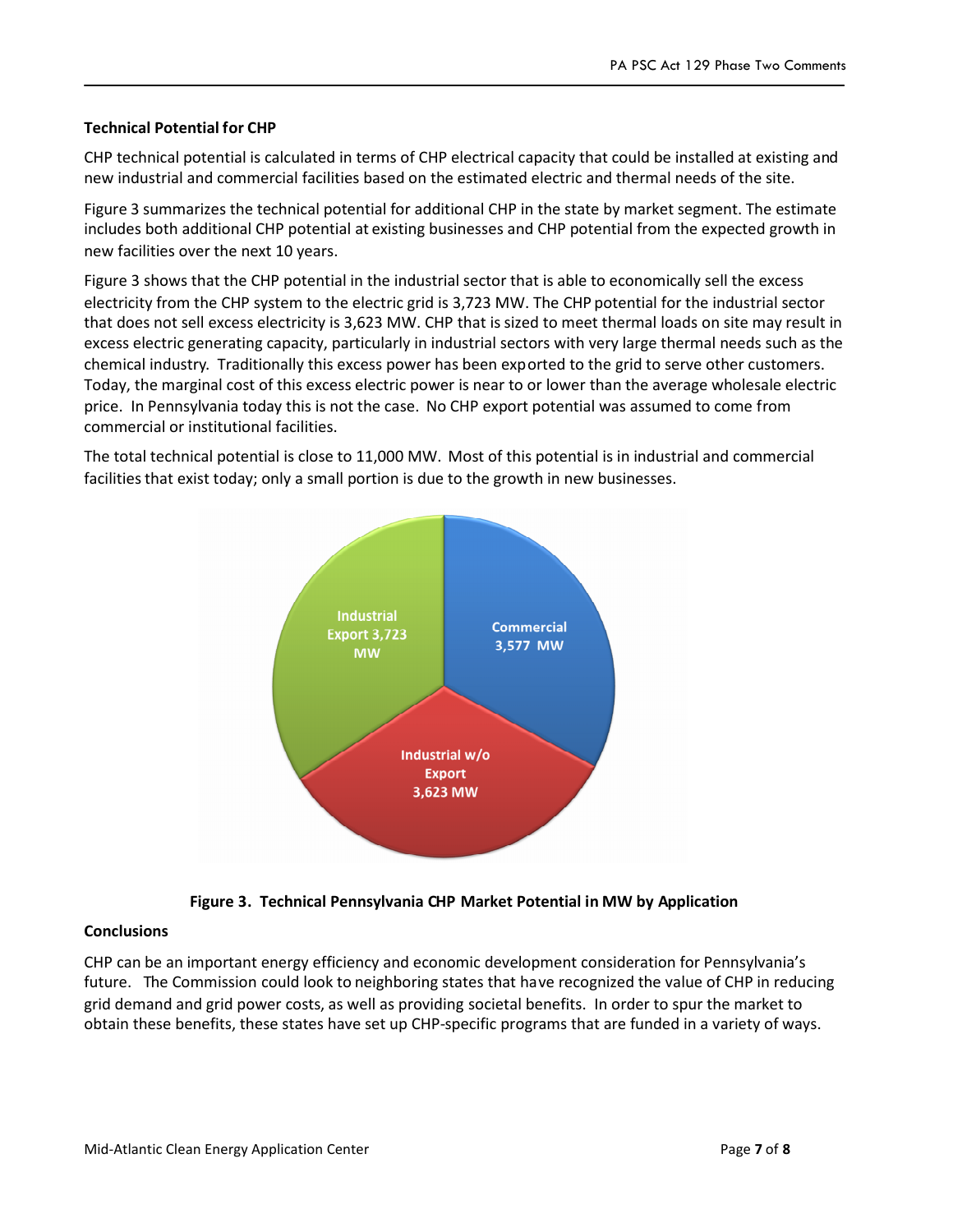**Technical Potential for CHP**

CHP technical potential is calculated in terms of CHP electrical capacity that could be installed at existing and new industrial and commercial facilities based on the estimated electric and thermal needs of the site.

Figure 3 summarizes the technical potential for additional CHP in the state by market segment. The estimate includes both additional CHP potential at existing businesses and CHP potential from the expected growth in new facilities over the next 10 years.

Figure 3 shows that the CHP potential in the industrial sector that is able to economically sell the excess electricity from the CHP system to the electric grid is 3,723 MW. The CHP potential for the industrial sector that does not sell excess electricity is 3,623 MW. CHP that is sized to meet thermal loads on site may result in excess electric generating capacity, particularly in industrial sectors with very large thermal needs such as the chemical industry. Traditionally this excess power has been exported to the grid to serve other customers. Today, the marginal cost of this excess electric power is near to or lower than the average wholesale electric price. In Pennsylvania today this is not the case. No CHP export potential was assumed to come from commercial or institutional facilities.

The total technical potential is close to 11,000 MW. Most of this potential is in industrial and commercial facilities that exist today; only a small portion is due to the growth in new businesses.

Industrial Export 3,723 MW

Commercial 3,577 MW

Industrial w/o Export 3,623 MW

**Figure 3. Technical Pennsylvania CHP Market Potential in MW by Application**

**Conclusions**

CHP can be an important energy efficiency and economic development consideration for Pennsylvania's future. The Commission could look to neighboring states that have recognized the value of CHP in reducing grid demand and grid power costs, as well as providing societal benefits. In order to spur the market to obtain these benefits, these states have set up CHP-specific programs that are funded in a variety of ways.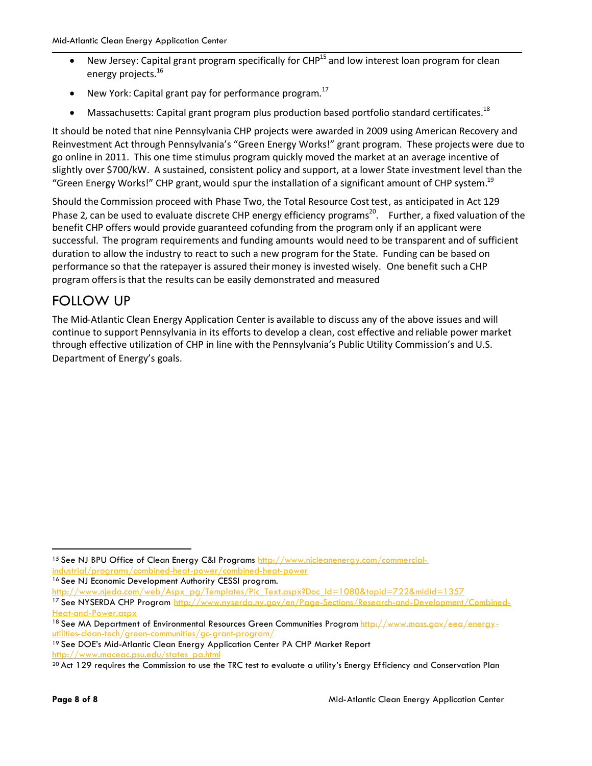- New Jersey: Capital grant program specifically for CHP[15] and low interest loan program for clean energy projects.[16]
- New York: Capital grant pay for performance program.[17]
- Massachusetts: Capital grant program plus production based portfolio standard certificates.[18]

It should be noted that nine Pennsylvania CHP projects were awarded in 2009 using American Recovery and Reinvestment Act through Pennsylvania's "Green Energy Works!" grant program. These projects were due to go online in 2011. This one time stimulus program quickly moved the market at an average incentive of slightly over $700/kW. A sustained, consistent policy and support, at a lower State investment level than the "Green Energy Works!" CHP grant, would spur the installation of a significant amount of CHP system.[19]

Should the Commission proceed with Phase Two, the Total Resource Cost test, as anticipated in Act 129 Phase 2, can be used to evaluate discrete CHP energy efficiency programs[20]. Further, a fixed valuation of the benefit CHP offers would provide guaranteed cofunding from the program only if an applicant were successful. The program requirements and funding amounts would need to be transparent and of sufficient duration to allow the industry to react to such a new program for the State. Funding can be based on performance so that the ratepayer is assured their money is invested wisely. One benefit such a CHP program offers is that the results can be easily demonstrated and measured

## FOLLOW UP

The Mid-Atlantic Clean Energy Application Center is available to discuss any of the above issues and will continue to support Pennsylvania in its efforts to develop a clean, cost effective and reliable power market through effective utilization of CHP in line with the Pennsylvania's Public Utility Commission's and U.S. Department of Energy's goals.

---

[15] See NJ BPU Office of Clean Energy C&I Programs http://www.njcleanenergy.com/commercial-industrial/programs/combined-heat-power/combined-heat-power

[16] See NJ Economic Development Authority CESSI program. http://www.njeda.com/web/Aspx_pg/Templates/Pic_Text.aspx?Doc_Id=1080&topid=722&midid=1357

[17] See NYSERDA CHP Program http://www.nyserda.ny.gov/en/Page-Sections/Research-and-Development/Combined-Heat-and-Power.aspx

[18] See MA Department of Environmental Resources Green Communities Program http://www.mass.gov/eea/energy-utilities-clean-tech/green-communities/gc-grant-program/

[19] See DOE's Mid-Atlantic Clean Energy Application Center PA CHP Market Report http://www.maceac.psu.edu/states_pa.html

[20] Act 129 requires the Commission to use the TRC test to evaluate a utility's Energy Efficiency and Conservation Plan